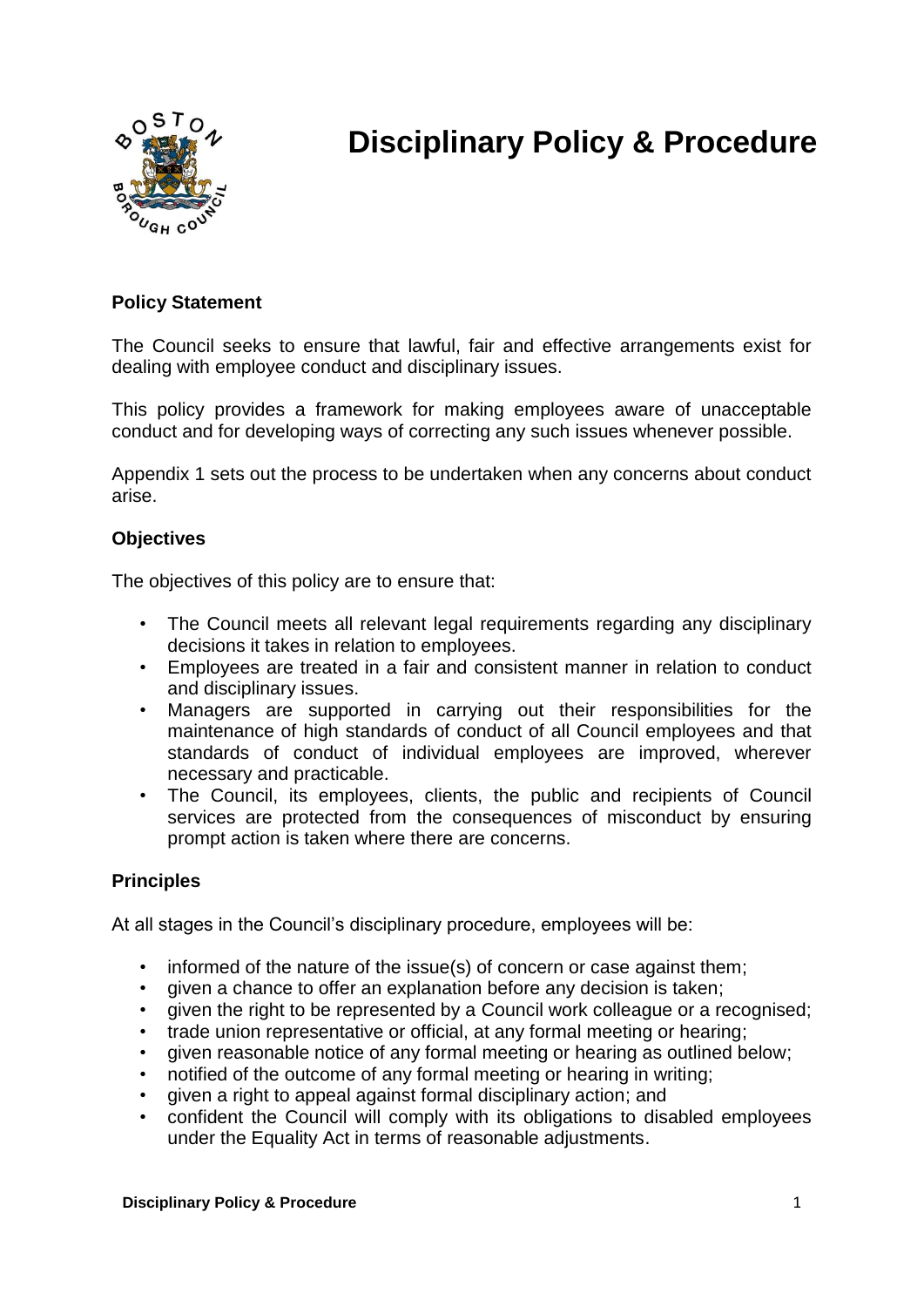# Disciplinary Policy & Procedure

### Policy Statement

The Council seeks to ensure that lawful, fair and effective arrangements exist for dealing with employee conduct and disciplinary issues.

This policy provides a framework for making employees aware of unacceptable conduct and for developing ways of correcting any such issues whenever possible.

Appendix 1 sets out the process to be undertaken when any concerns about conduct arise.

### Objectives

The objectives of this policy are to ensure that:

- The Council meets all relevant legal requirements regarding any disciplinary decisions it takes in relation to employees.
- Employees are treated in a fair and consistent manner in relation to conduct and disciplinary issues.
- Managers are supported in carrying out their responsibilities for the maintenance of high standards of conduct of all Council employees and that standards of conduct of individual employees are improved, wherever necessary and practicable.
- The Council, its employees, clients, the public and recipients of Council services are protected from the consequences of misconduct by ensuring prompt action is taken where there are concerns.

### Principles

At all stages in the Council's disciplinary procedure, employees will be:

- informed of the nature of the issue(s) of concern or case against them;
- given a chance to offer an explanation before any decision is taken;
- given the right to be represented by a Council work colleague or a recognised;
- trade union representative or official, at any formal meeting or hearing;
- given reasonable notice of any formal meeting or hearing as outlined below;
- notified of the outcome of any formal meeting or hearing in writing;
- given a right to appeal against formal disciplinary action; and
- confident the Council will comply with its obligations to disabled employees under the Equality Act in terms of reasonable adjustments.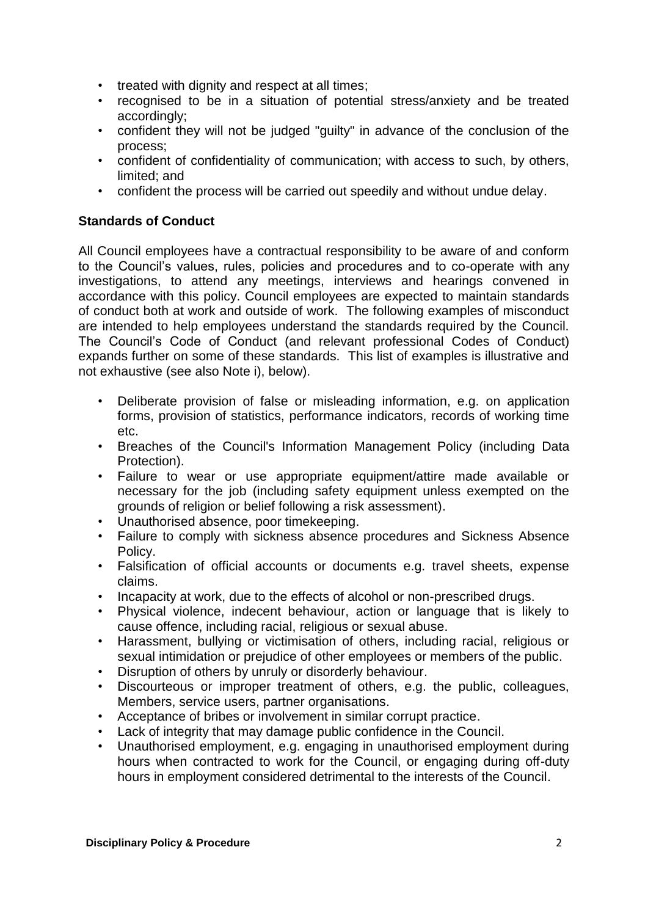- treated with dignity and respect at all times;
- recognised to be in a situation of potential stress/anxiety and be treated accordingly;
- confident they will not be judged "guilty" in advance of the conclusion of the process;
- confident of confidentiality of communication; with access to such, by others, limited; and
- confident the process will be carried out speedily and without undue delay.

**Standards of Conduct**

All Council employees have a contractual responsibility to be aware of and conform to the Council's values, rules, policies and procedures and to co-operate with any investigations, to attend any meetings, interviews and hearings convened in accordance with this policy. Council employees are expected to maintain standards of conduct both at work and outside of work. The following examples of misconduct are intended to help employees understand the standards required by the Council. The Council's Code of Conduct (and relevant professional Codes of Conduct) expands further on some of these standards. This list of examples is illustrative and not exhaustive (see also Note i), below).

- Deliberate provision of false or misleading information, e.g. on application forms, provision of statistics, performance indicators, records of working time etc.
- Breaches of the Council's Information Management Policy (including Data Protection).
- Failure to wear or use appropriate equipment/attire made available or necessary for the job (including safety equipment unless exempted on the grounds of religion or belief following a risk assessment).
- Unauthorised absence, poor timekeeping.
- Failure to comply with sickness absence procedures and Sickness Absence Policy.
- Falsification of official accounts or documents e.g. travel sheets, expense claims.
- Incapacity at work, due to the effects of alcohol or non-prescribed drugs.
- Physical violence, indecent behaviour, action or language that is likely to cause offence, including racial, religious or sexual abuse.
- Harassment, bullying or victimisation of others, including racial, religious or sexual intimidation or prejudice of other employees or members of the public.
- Disruption of others by unruly or disorderly behaviour.
- Discourteous or improper treatment of others, e.g. the public, colleagues, Members, service users, partner organisations.
- Acceptance of bribes or involvement in similar corrupt practice.
- Lack of integrity that may damage public confidence in the Council.
- Unauthorised employment, e.g. engaging in unauthorised employment during hours when contracted to work for the Council, or engaging during off-duty hours in employment considered detrimental to the interests of the Council.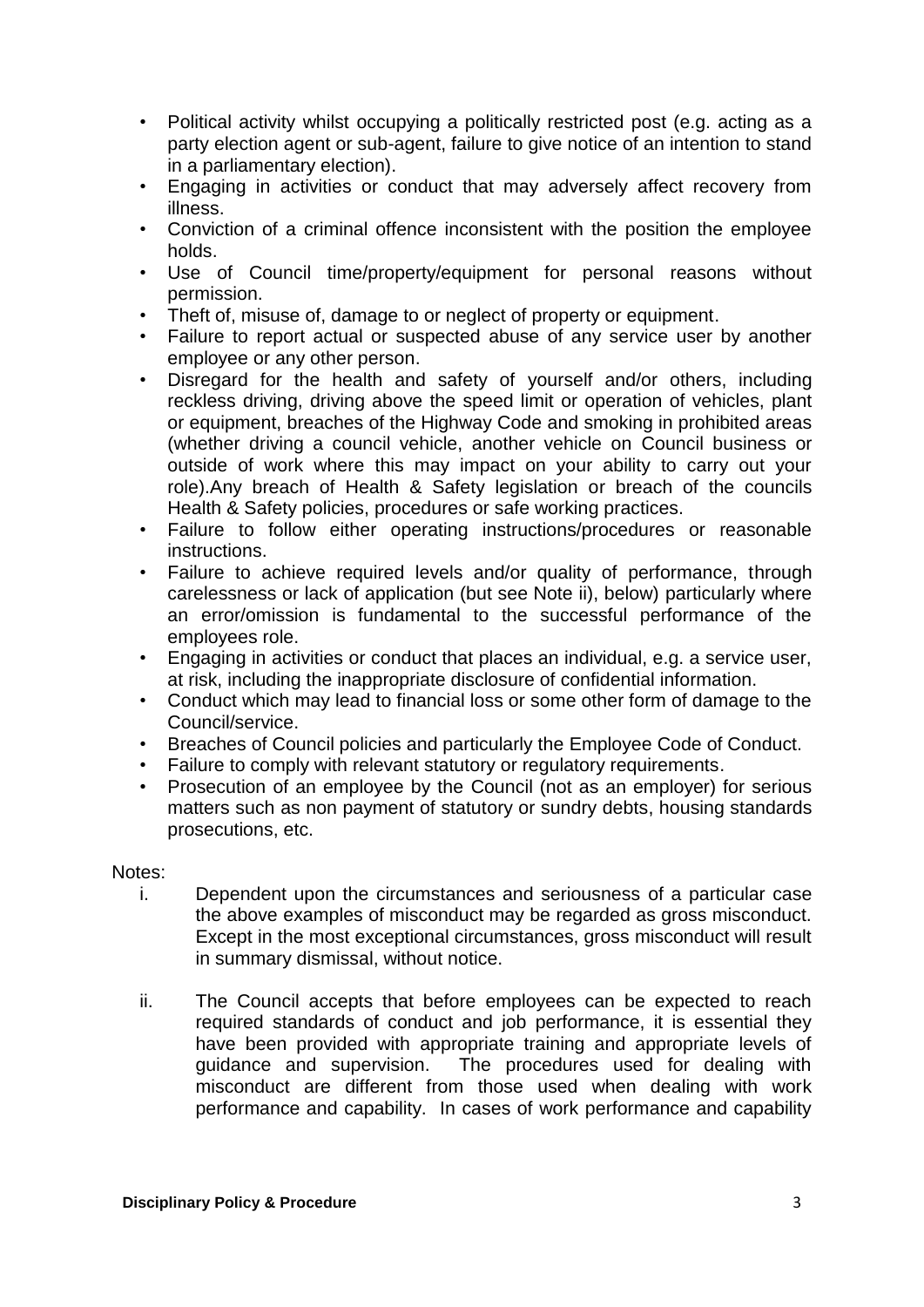- Political activity whilst occupying a politically restricted post (e.g. acting as a party election agent or sub-agent, failure to give notice of an intention to stand in a parliamentary election).
- Engaging in activities or conduct that may adversely affect recovery from illness.
- Conviction of a criminal offence inconsistent with the position the employee holds.
- Use of Council time/property/equipment for personal reasons without permission.
- Theft of, misuse of, damage to or neglect of property or equipment.
- Failure to report actual or suspected abuse of any service user by another employee or any other person.
- Disregard for the health and safety of yourself and/or others, including reckless driving, driving above the speed limit or operation of vehicles, plant or equipment, breaches of the Highway Code and smoking in prohibited areas (whether driving a council vehicle, another vehicle on Council business or outside of work where this may impact on your ability to carry out your role).Any breach of Health & Safety legislation or breach of the councils Health & Safety policies, procedures or safe working practices.
- Failure to follow either operating instructions/procedures or reasonable instructions.
- Failure to achieve required levels and/or quality of performance, through carelessness or lack of application (but see Note ii), below) particularly where an error/omission is fundamental to the successful performance of the employees role.
- Engaging in activities or conduct that places an individual, e.g. a service user, at risk, including the inappropriate disclosure of confidential information.
- Conduct which may lead to financial loss or some other form of damage to the Council/service.
- Breaches of Council policies and particularly the Employee Code of Conduct.
- Failure to comply with relevant statutory or regulatory requirements.
- Prosecution of an employee by the Council (not as an employer) for serious matters such as non payment of statutory or sundry debts, housing standards prosecutions, etc.

Notes:

i. Dependent upon the circumstances and seriousness of a particular case the above examples of misconduct may be regarded as gross misconduct. Except in the most exceptional circumstances, gross misconduct will result in summary dismissal, without notice.

ii. The Council accepts that before employees can be expected to reach required standards of conduct and job performance, it is essential they have been provided with appropriate training and appropriate levels of guidance and supervision. The procedures used for dealing with misconduct are different from those used when dealing with work performance and capability. In cases of work performance and capability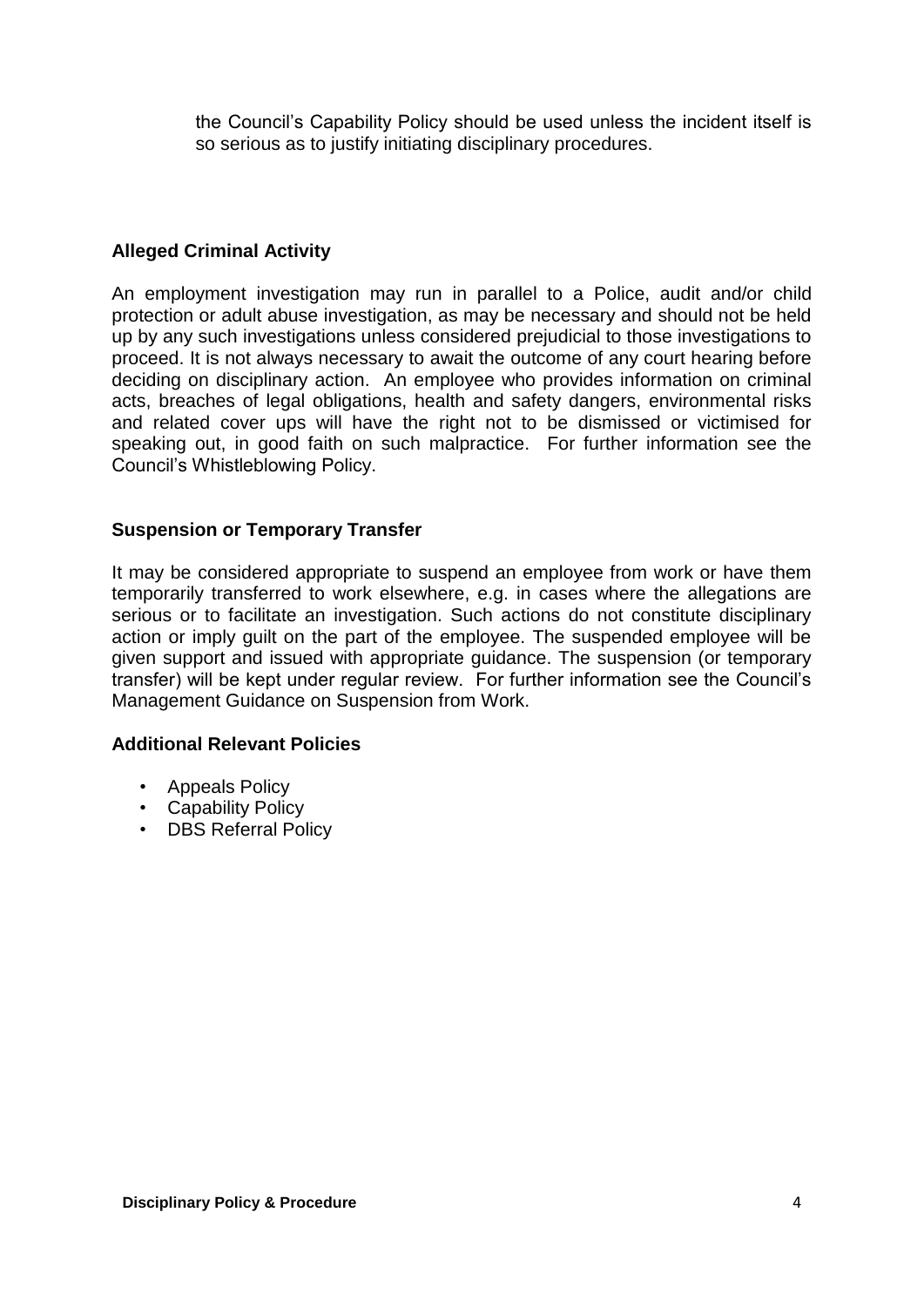the Council's Capability Policy should be used unless the incident itself is so serious as to justify initiating disciplinary procedures.

**Alleged Criminal Activity**

An employment investigation may run in parallel to a Police, audit and/or child protection or adult abuse investigation, as may be necessary and should not be held up by any such investigations unless considered prejudicial to those investigations to proceed. It is not always necessary to await the outcome of any court hearing before deciding on disciplinary action. An employee who provides information on criminal acts, breaches of legal obligations, health and safety dangers, environmental risks and related cover ups will have the right not to be dismissed or victimised for speaking out, in good faith on such malpractice. For further information see the Council's Whistleblowing Policy.

**Suspension or Temporary Transfer**

It may be considered appropriate to suspend an employee from work or have them temporarily transferred to work elsewhere, e.g. in cases where the allegations are serious or to facilitate an investigation. Such actions do not constitute disciplinary action or imply guilt on the part of the employee. The suspended employee will be given support and issued with appropriate guidance. The suspension (or temporary transfer) will be kept under regular review. For further information see the Council's Management Guidance on Suspension from Work.

**Additional Relevant Policies**

- Appeals Policy
- Capability Policy
- DBS Referral Policy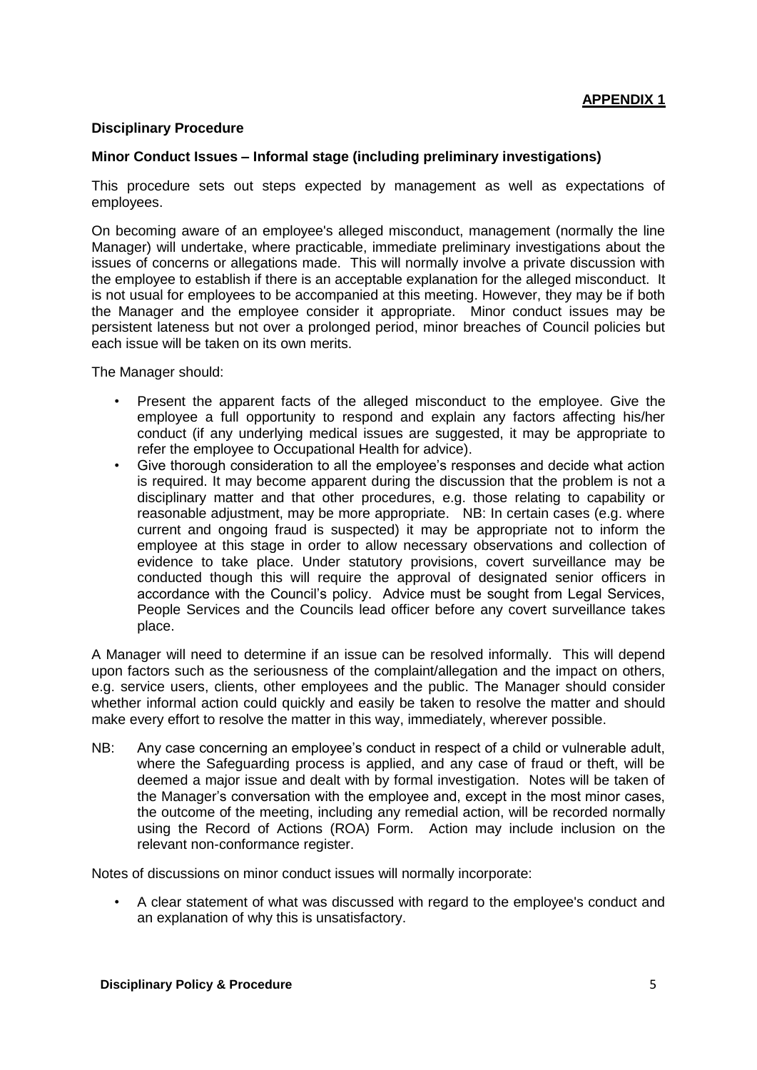**APPENDIX 1**

**Disciplinary Procedure**

**Minor Conduct Issues – Informal stage (including preliminary investigations)**

This procedure sets out steps expected by management as well as expectations of employees.

On becoming aware of an employee's alleged misconduct, management (normally the line Manager) will undertake, where practicable, immediate preliminary investigations about the issues of concerns or allegations made. This will normally involve a private discussion with the employee to establish if there is an acceptable explanation for the alleged misconduct. It is not usual for employees to be accompanied at this meeting. However, they may be if both the Manager and the employee consider it appropriate. Minor conduct issues may be persistent lateness but not over a prolonged period, minor breaches of Council policies but each issue will be taken on its own merits.

The Manager should:

- Present the apparent facts of the alleged misconduct to the employee. Give the employee a full opportunity to respond and explain any factors affecting his/her conduct (if any underlying medical issues are suggested, it may be appropriate to refer the employee to Occupational Health for advice).
- Give thorough consideration to all the employee's responses and decide what action is required. It may become apparent during the discussion that the problem is not a disciplinary matter and that other procedures, e.g. those relating to capability or reasonable adjustment, may be more appropriate. NB: In certain cases (e.g. where current and ongoing fraud is suspected) it may be appropriate not to inform the employee at this stage in order to allow necessary observations and collection of evidence to take place. Under statutory provisions, covert surveillance may be conducted though this will require the approval of designated senior officers in accordance with the Council's policy. Advice must be sought from Legal Services, People Services and the Councils lead officer before any covert surveillance takes place.

A Manager will need to determine if an issue can be resolved informally. This will depend upon factors such as the seriousness of the complaint/allegation and the impact on others, e.g. service users, clients, other employees and the public. The Manager should consider whether informal action could quickly and easily be taken to resolve the matter and should make every effort to resolve the matter in this way, immediately, wherever possible.

NB: Any case concerning an employee's conduct in respect of a child or vulnerable adult, where the Safeguarding process is applied, and any case of fraud or theft, will be deemed a major issue and dealt with by formal investigation. Notes will be taken of the Manager's conversation with the employee and, except in the most minor cases, the outcome of the meeting, including any remedial action, will be recorded normally using the Record of Actions (ROA) Form. Action may include inclusion on the relevant non-conformance register.

Notes of discussions on minor conduct issues will normally incorporate:

- A clear statement of what was discussed with regard to the employee's conduct and an explanation of why this is unsatisfactory.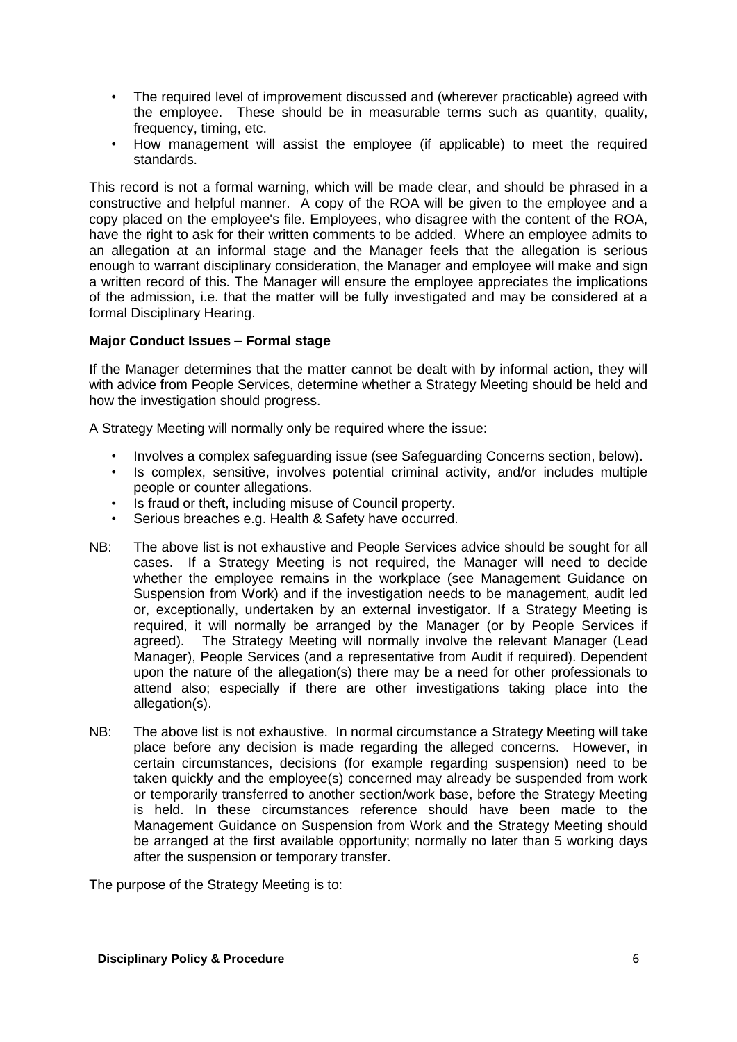- The required level of improvement discussed and (wherever practicable) agreed with the employee. These should be in measurable terms such as quantity, quality, frequency, timing, etc.
- How management will assist the employee (if applicable) to meet the required standards.

This record is not a formal warning, which will be made clear, and should be phrased in a constructive and helpful manner. A copy of the ROA will be given to the employee and a copy placed on the employee's file. Employees, who disagree with the content of the ROA, have the right to ask for their written comments to be added. Where an employee admits to an allegation at an informal stage and the Manager feels that the allegation is serious enough to warrant disciplinary consideration, the Manager and employee will make and sign a written record of this. The Manager will ensure the employee appreciates the implications of the admission, i.e. that the matter will be fully investigated and may be considered at a formal Disciplinary Hearing.

**Major Conduct Issues – Formal stage**

If the Manager determines that the matter cannot be dealt with by informal action, they will with advice from People Services, determine whether a Strategy Meeting should be held and how the investigation should progress.

A Strategy Meeting will normally only be required where the issue:

- Involves a complex safeguarding issue (see Safeguarding Concerns section, below).
- Is complex, sensitive, involves potential criminal activity, and/or includes multiple people or counter allegations.
- Is fraud or theft, including misuse of Council property.
- Serious breaches e.g. Health & Safety have occurred.

NB: The above list is not exhaustive and People Services advice should be sought for all cases. If a Strategy Meeting is not required, the Manager will need to decide whether the employee remains in the workplace (see Management Guidance on Suspension from Work) and if the investigation needs to be management, audit led or, exceptionally, undertaken by an external investigator. If a Strategy Meeting is required, it will normally be arranged by the Manager (or by People Services if agreed). The Strategy Meeting will normally involve the relevant Manager (Lead Manager), People Services (and a representative from Audit if required). Dependent upon the nature of the allegation(s) there may be a need for other professionals to attend also; especially if there are other investigations taking place into the allegation(s).

NB: The above list is not exhaustive. In normal circumstance a Strategy Meeting will take place before any decision is made regarding the alleged concerns. However, in certain circumstances, decisions (for example regarding suspension) need to be taken quickly and the employee(s) concerned may already be suspended from work or temporarily transferred to another section/work base, before the Strategy Meeting is held. In these circumstances reference should have been made to the Management Guidance on Suspension from Work and the Strategy Meeting should be arranged at the first available opportunity; normally no later than 5 working days after the suspension or temporary transfer.

The purpose of the Strategy Meeting is to: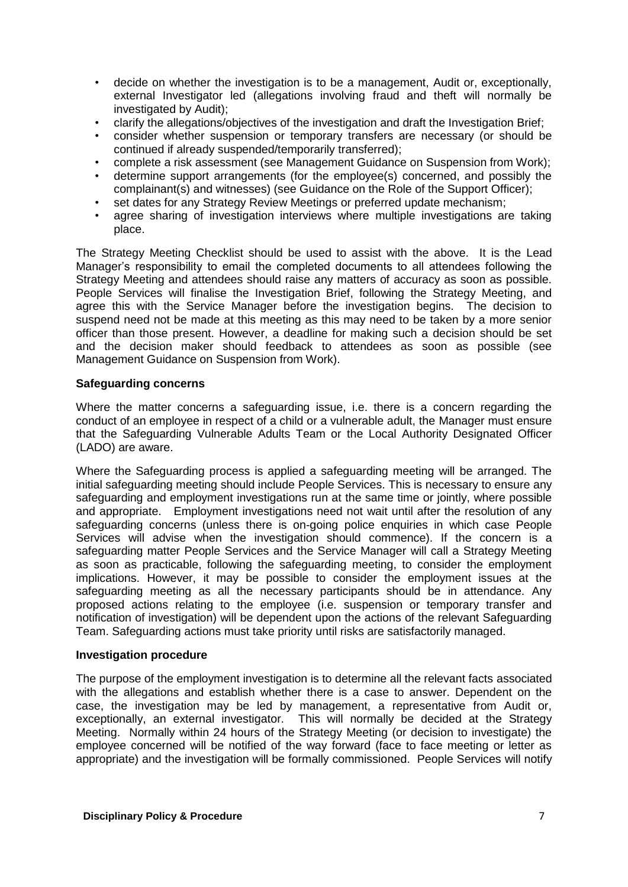- decide on whether the investigation is to be a management, Audit or, exceptionally, external Investigator led (allegations involving fraud and theft will normally be investigated by Audit);
- clarify the allegations/objectives of the investigation and draft the Investigation Brief;
- consider whether suspension or temporary transfers are necessary (or should be continued if already suspended/temporarily transferred);
- complete a risk assessment (see Management Guidance on Suspension from Work);
- determine support arrangements (for the employee(s) concerned, and possibly the complainant(s) and witnesses) (see Guidance on the Role of the Support Officer);
- set dates for any Strategy Review Meetings or preferred update mechanism;
- agree sharing of investigation interviews where multiple investigations are taking place.

The Strategy Meeting Checklist should be used to assist with the above. It is the Lead Manager's responsibility to email the completed documents to all attendees following the Strategy Meeting and attendees should raise any matters of accuracy as soon as possible. People Services will finalise the Investigation Brief, following the Strategy Meeting, and agree this with the Service Manager before the investigation begins. The decision to suspend need not be made at this meeting as this may need to be taken by a more senior officer than those present. However, a deadline for making such a decision should be set and the decision maker should feedback to attendees as soon as possible (see Management Guidance on Suspension from Work).

**Safeguarding concerns**

Where the matter concerns a safeguarding issue, i.e. there is a concern regarding the conduct of an employee in respect of a child or a vulnerable adult, the Manager must ensure that the Safeguarding Vulnerable Adults Team or the Local Authority Designated Officer (LADO) are aware.

Where the Safeguarding process is applied a safeguarding meeting will be arranged. The initial safeguarding meeting should include People Services. This is necessary to ensure any safeguarding and employment investigations run at the same time or jointly, where possible and appropriate. Employment investigations need not wait until after the resolution of any safeguarding concerns (unless there is on-going police enquiries in which case People Services will advise when the investigation should commence). If the concern is a safeguarding matter People Services and the Service Manager will call a Strategy Meeting as soon as practicable, following the safeguarding meeting, to consider the employment implications. However, it may be possible to consider the employment issues at the safeguarding meeting as all the necessary participants should be in attendance. Any proposed actions relating to the employee (i.e. suspension or temporary transfer and notification of investigation) will be dependent upon the actions of the relevant Safeguarding Team. Safeguarding actions must take priority until risks are satisfactorily managed.

**Investigation procedure**

The purpose of the employment investigation is to determine all the relevant facts associated with the allegations and establish whether there is a case to answer. Dependent on the case, the investigation may be led by management, a representative from Audit or, exceptionally, an external investigator. This will normally be decided at the Strategy Meeting. Normally within 24 hours of the Strategy Meeting (or decision to investigate) the employee concerned will be notified of the way forward (face to face meeting or letter as appropriate) and the investigation will be formally commissioned. People Services will notify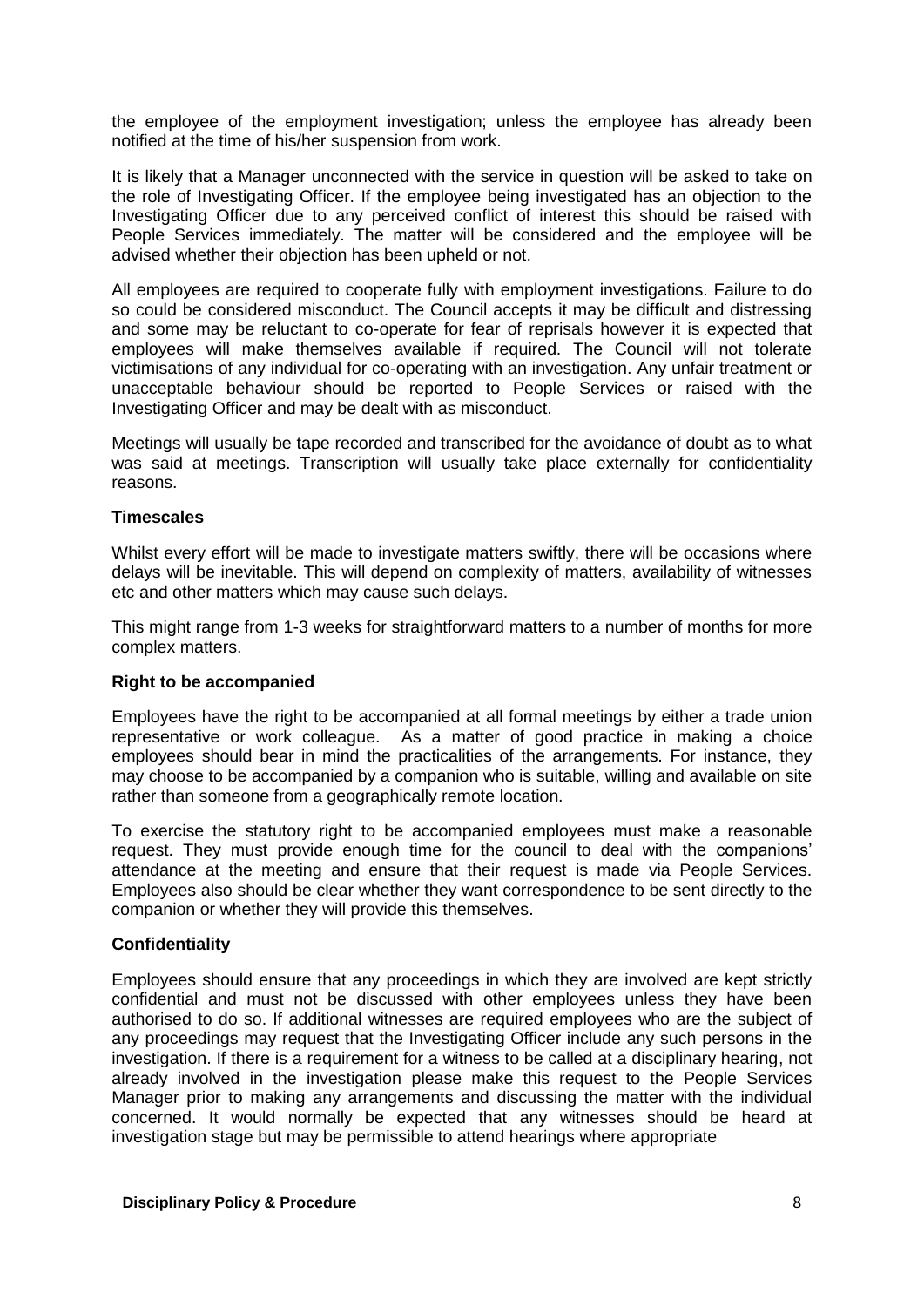the employee of the employment investigation; unless the employee has already been notified at the time of his/her suspension from work.

It is likely that a Manager unconnected with the service in question will be asked to take on the role of Investigating Officer. If the employee being investigated has an objection to the Investigating Officer due to any perceived conflict of interest this should be raised with People Services immediately. The matter will be considered and the employee will be advised whether their objection has been upheld or not.

All employees are required to cooperate fully with employment investigations. Failure to do so could be considered misconduct. The Council accepts it may be difficult and distressing and some may be reluctant to co-operate for fear of reprisals however it is expected that employees will make themselves available if required. The Council will not tolerate victimisations of any individual for co-operating with an investigation. Any unfair treatment or unacceptable behaviour should be reported to People Services or raised with the Investigating Officer and may be dealt with as misconduct.

Meetings will usually be tape recorded and transcribed for the avoidance of doubt as to what was said at meetings. Transcription will usually take place externally for confidentiality reasons.

**Timescales**

Whilst every effort will be made to investigate matters swiftly, there will be occasions where delays will be inevitable. This will depend on complexity of matters, availability of witnesses etc and other matters which may cause such delays.

This might range from 1-3 weeks for straightforward matters to a number of months for more complex matters.

**Right to be accompanied**

Employees have the right to be accompanied at all formal meetings by either a trade union representative or work colleague. As a matter of good practice in making a choice employees should bear in mind the practicalities of the arrangements. For instance, they may choose to be accompanied by a companion who is suitable, willing and available on site rather than someone from a geographically remote location.

To exercise the statutory right to be accompanied employees must make a reasonable request. They must provide enough time for the council to deal with the companions' attendance at the meeting and ensure that their request is made via People Services. Employees also should be clear whether they want correspondence to be sent directly to the companion or whether they will provide this themselves.

**Confidentiality**

Employees should ensure that any proceedings in which they are involved are kept strictly confidential and must not be discussed with other employees unless they have been authorised to do so. If additional witnesses are required employees who are the subject of any proceedings may request that the Investigating Officer include any such persons in the investigation. If there is a requirement for a witness to be called at a disciplinary hearing, not already involved in the investigation please make this request to the People Services Manager prior to making any arrangements and discussing the matter with the individual concerned. It would normally be expected that any witnesses should be heard at investigation stage but may be permissible to attend hearings where appropriate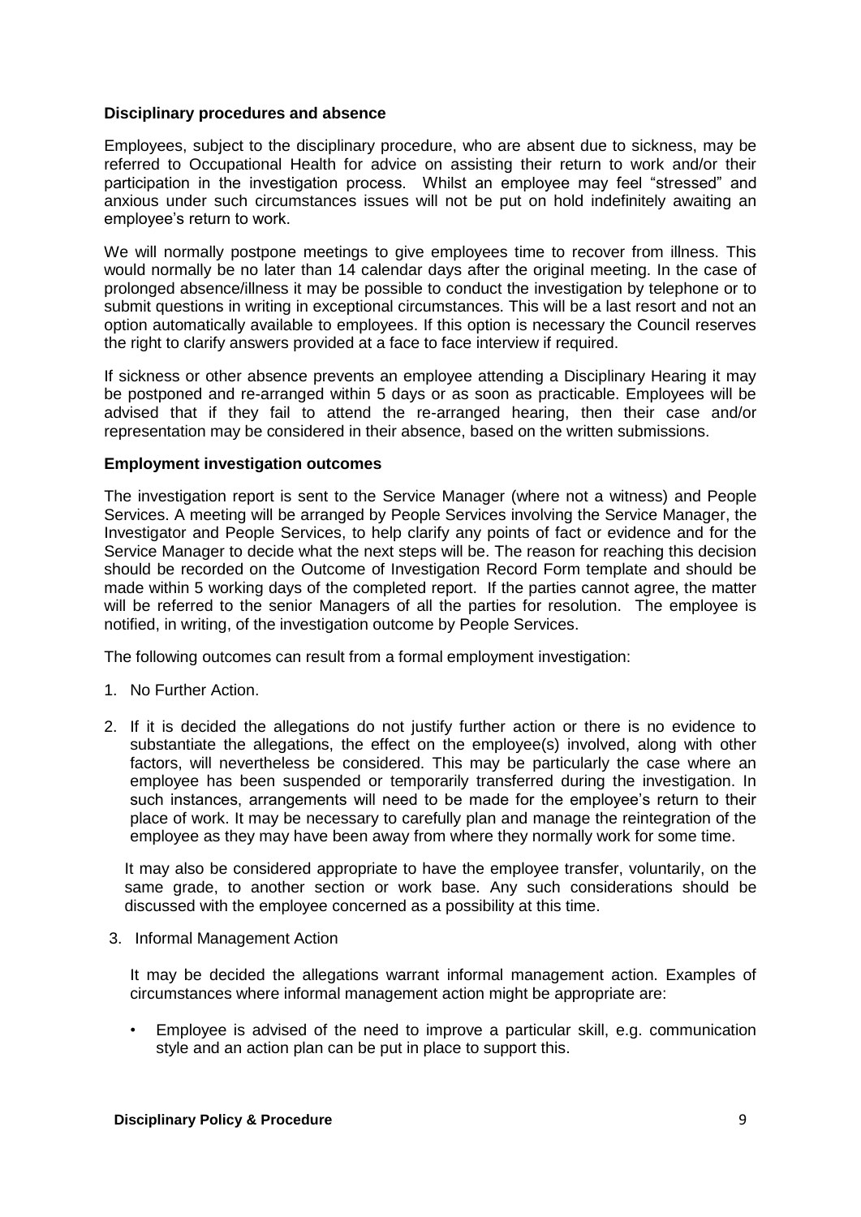**Disciplinary procedures and absence**

Employees, subject to the disciplinary procedure, who are absent due to sickness, may be referred to Occupational Health for advice on assisting their return to work and/or their participation in the investigation process. Whilst an employee may feel "stressed" and anxious under such circumstances issues will not be put on hold indefinitely awaiting an employee's return to work.

We will normally postpone meetings to give employees time to recover from illness. This would normally be no later than 14 calendar days after the original meeting. In the case of prolonged absence/illness it may be possible to conduct the investigation by telephone or to submit questions in writing in exceptional circumstances. This will be a last resort and not an option automatically available to employees. If this option is necessary the Council reserves the right to clarify answers provided at a face to face interview if required.

If sickness or other absence prevents an employee attending a Disciplinary Hearing it may be postponed and re-arranged within 5 days or as soon as practicable. Employees will be advised that if they fail to attend the re-arranged hearing, then their case and/or representation may be considered in their absence, based on the written submissions.

**Employment investigation outcomes**

The investigation report is sent to the Service Manager (where not a witness) and People Services. A meeting will be arranged by People Services involving the Service Manager, the Investigator and People Services, to help clarify any points of fact or evidence and for the Service Manager to decide what the next steps will be. The reason for reaching this decision should be recorded on the Outcome of Investigation Record Form template and should be made within 5 working days of the completed report. If the parties cannot agree, the matter will be referred to the senior Managers of all the parties for resolution. The employee is notified, in writing, of the investigation outcome by People Services.

The following outcomes can result from a formal employment investigation:

1. No Further Action.

2. If it is decided the allegations do not justify further action or there is no evidence to substantiate the allegations, the effect on the employee(s) involved, along with other factors, will nevertheless be considered. This may be particularly the case where an employee has been suspended or temporarily transferred during the investigation. In such instances, arrangements will need to be made for the employee's return to their place of work. It may be necessary to carefully plan and manage the reintegration of the employee as they may have been away from where they normally work for some time.

   It may also be considered appropriate to have the employee transfer, voluntarily, on the same grade, to another section or work base. Any such considerations should be discussed with the employee concerned as a possibility at this time.

3. Informal Management Action

   It may be decided the allegations warrant informal management action. Examples of circumstances where informal management action might be appropriate are:

   - Employee is advised of the need to improve a particular skill, e.g. communication style and an action plan can be put in place to support this.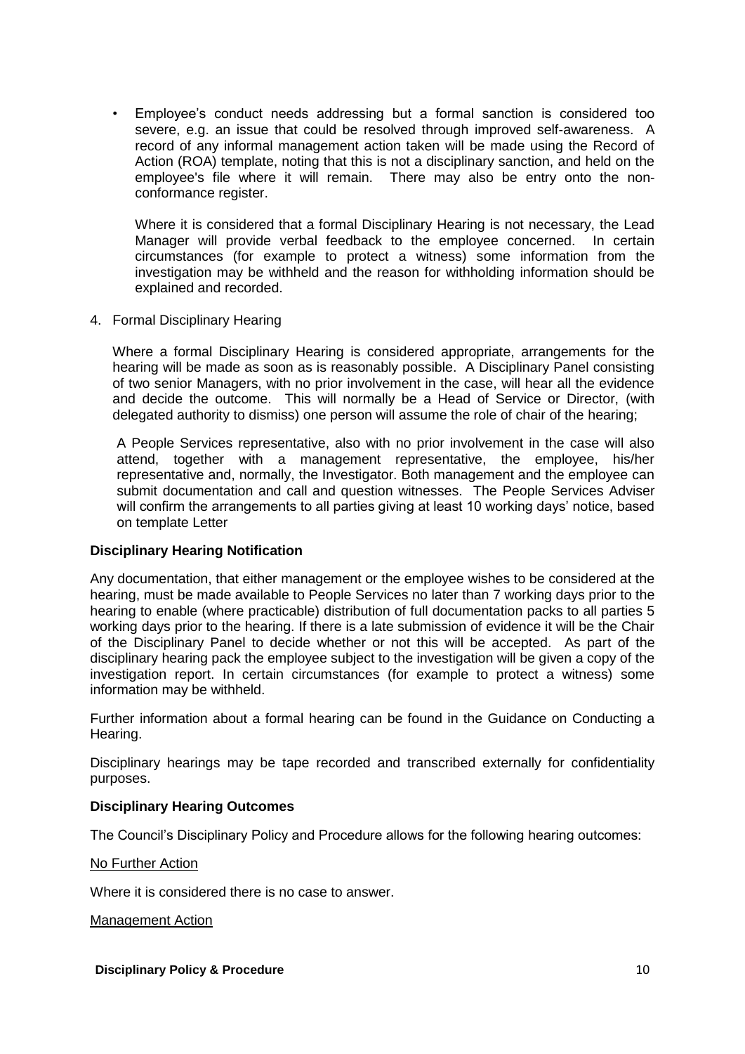- Employee's conduct needs addressing but a formal sanction is considered too severe, e.g. an issue that could be resolved through improved self-awareness. A record of any informal management action taken will be made using the Record of Action (ROA) template, noting that this is not a disciplinary sanction, and held on the employee's file where it will remain. There may also be entry onto the non-conformance register.

  Where it is considered that a formal Disciplinary Hearing is not necessary, the Lead Manager will provide verbal feedback to the employee concerned. In certain circumstances (for example to protect a witness) some information from the investigation may be withheld and the reason for withholding information should be explained and recorded.

4. Formal Disciplinary Hearing

   Where a formal Disciplinary Hearing is considered appropriate, arrangements for the hearing will be made as soon as is reasonably possible. A Disciplinary Panel consisting of two senior Managers, with no prior involvement in the case, will hear all the evidence and decide the outcome. This will normally be a Head of Service or Director, (with delegated authority to dismiss) one person will assume the role of chair of the hearing;

   A People Services representative, also with no prior involvement in the case will also attend, together with a management representative, the employee, his/her representative and, normally, the Investigator. Both management and the employee can submit documentation and call and question witnesses. The People Services Adviser will confirm the arrangements to all parties giving at least 10 working days' notice, based on template Letter

**Disciplinary Hearing Notification**

Any documentation, that either management or the employee wishes to be considered at the hearing, must be made available to People Services no later than 7 working days prior to the hearing to enable (where practicable) distribution of full documentation packs to all parties 5 working days prior to the hearing. If there is a late submission of evidence it will be the Chair of the Disciplinary Panel to decide whether or not this will be accepted. As part of the disciplinary hearing pack the employee subject to the investigation will be given a copy of the investigation report. In certain circumstances (for example to protect a witness) some information may be withheld.

Further information about a formal hearing can be found in the Guidance on Conducting a Hearing.

Disciplinary hearings may be tape recorded and transcribed externally for confidentiality purposes.

**Disciplinary Hearing Outcomes**

The Council's Disciplinary Policy and Procedure allows for the following hearing outcomes:

<u>No Further Action</u>

Where it is considered there is no case to answer.

<u>Management Action</u>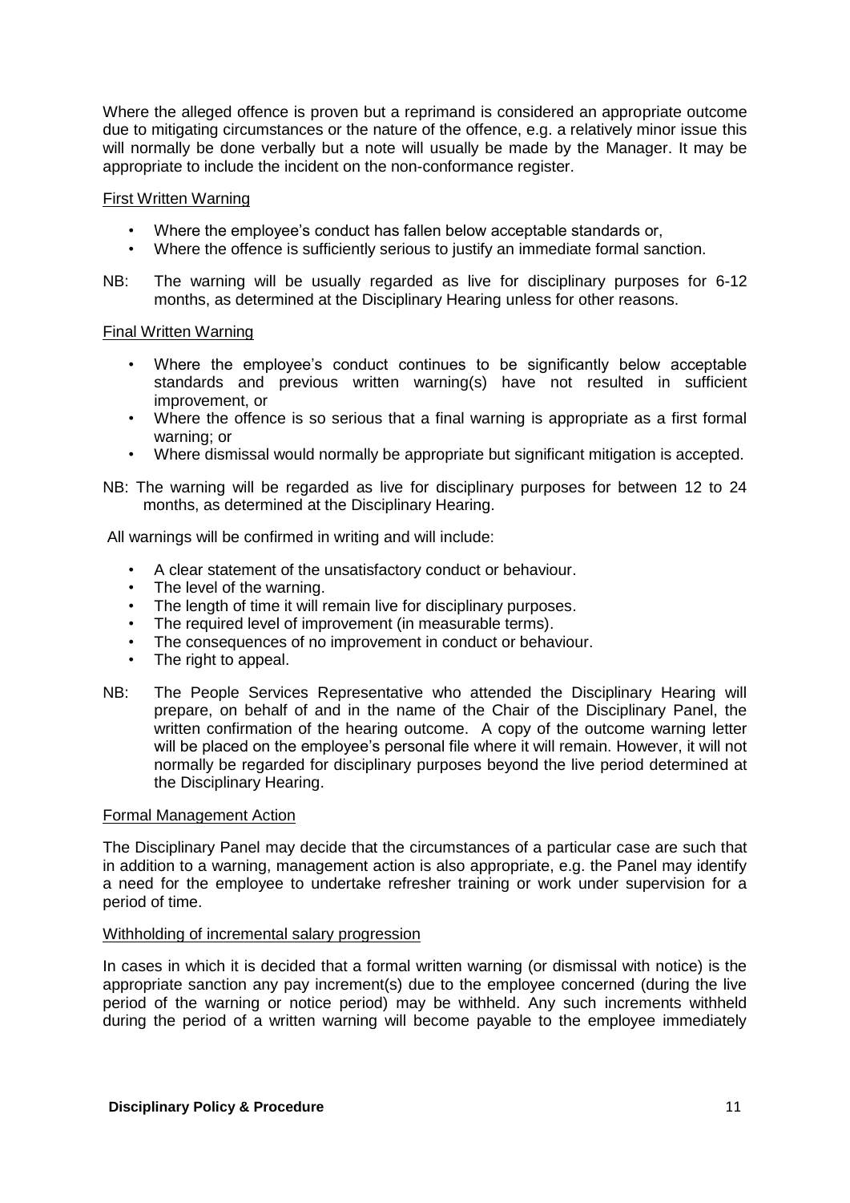Where the alleged offence is proven but a reprimand is considered an appropriate outcome due to mitigating circumstances or the nature of the offence, e.g. a relatively minor issue this will normally be done verbally but a note will usually be made by the Manager. It may be appropriate to include the incident on the non-conformance register.

<u>First Written Warning</u>

- Where the employee's conduct has fallen below acceptable standards or,
- Where the offence is sufficiently serious to justify an immediate formal sanction.

NB: The warning will be usually regarded as live for disciplinary purposes for 6-12 months, as determined at the Disciplinary Hearing unless for other reasons.

<u>Final Written Warning</u>

- Where the employee's conduct continues to be significantly below acceptable standards and previous written warning(s) have not resulted in sufficient improvement, or
- Where the offence is so serious that a final warning is appropriate as a first formal warning; or
- Where dismissal would normally be appropriate but significant mitigation is accepted.

NB: The warning will be regarded as live for disciplinary purposes for between 12 to 24 months, as determined at the Disciplinary Hearing.

All warnings will be confirmed in writing and will include:

- A clear statement of the unsatisfactory conduct or behaviour.
- The level of the warning.
- The length of time it will remain live for disciplinary purposes.
- The required level of improvement (in measurable terms).
- The consequences of no improvement in conduct or behaviour.
- The right to appeal.

NB: The People Services Representative who attended the Disciplinary Hearing will prepare, on behalf of and in the name of the Chair of the Disciplinary Panel, the written confirmation of the hearing outcome. A copy of the outcome warning letter will be placed on the employee's personal file where it will remain. However, it will not normally be regarded for disciplinary purposes beyond the live period determined at the Disciplinary Hearing.

<u>Formal Management Action</u>

The Disciplinary Panel may decide that the circumstances of a particular case are such that in addition to a warning, management action is also appropriate, e.g. the Panel may identify a need for the employee to undertake refresher training or work under supervision for a period of time.

<u>Withholding of incremental salary progression</u>

In cases in which it is decided that a formal written warning (or dismissal with notice) is the appropriate sanction any pay increment(s) due to the employee concerned (during the live period of the warning or notice period) may be withheld. Any such increments withheld during the period of a written warning will become payable to the employee immediately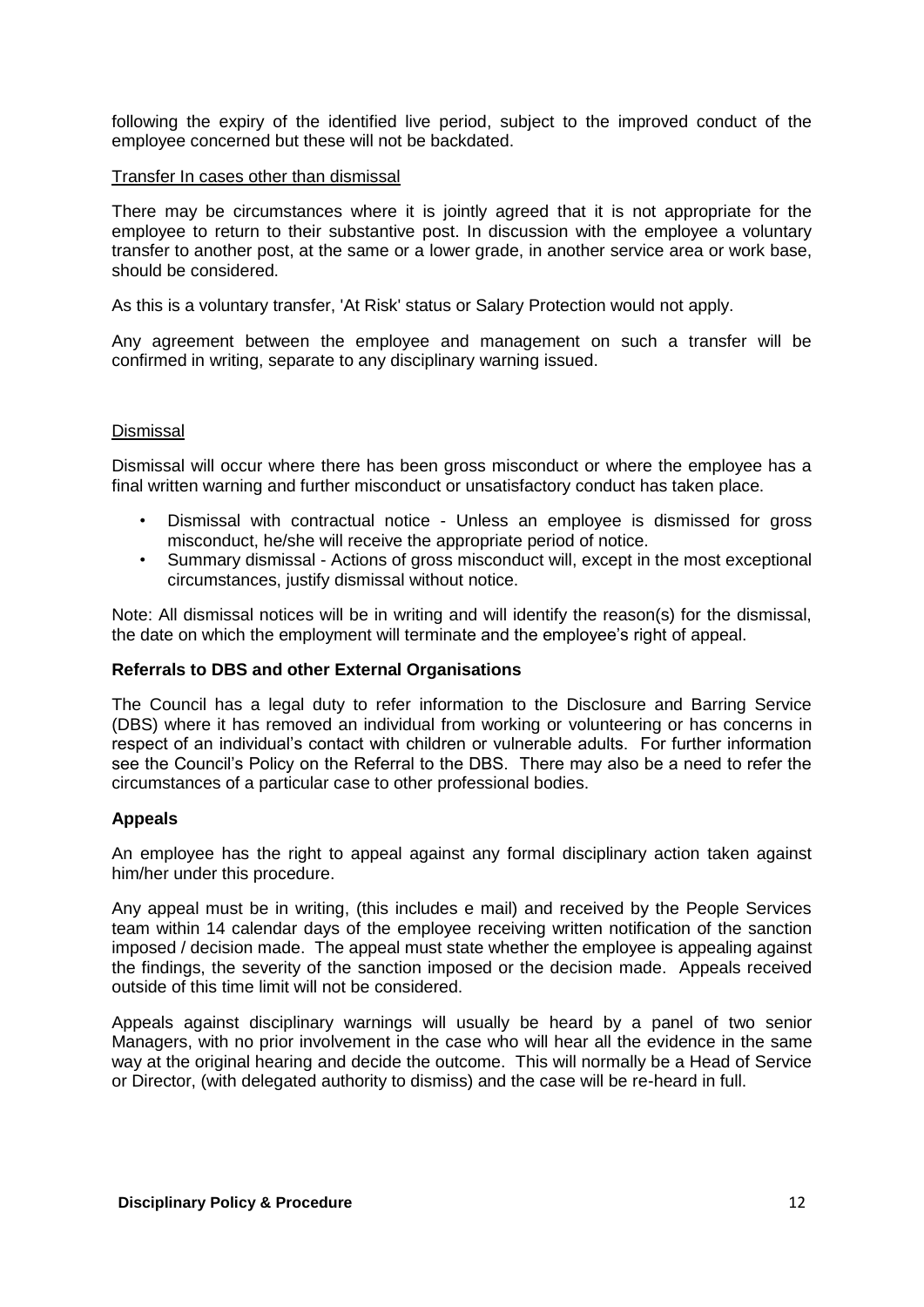following the expiry of the identified live period, subject to the improved conduct of the employee concerned but these will not be backdated.

Transfer In cases other than dismissal

There may be circumstances where it is jointly agreed that it is not appropriate for the employee to return to their substantive post. In discussion with the employee a voluntary transfer to another post, at the same or a lower grade, in another service area or work base, should be considered.

As this is a voluntary transfer, 'At Risk' status or Salary Protection would not apply.

Any agreement between the employee and management on such a transfer will be confirmed in writing, separate to any disciplinary warning issued.

Dismissal

Dismissal will occur where there has been gross misconduct or where the employee has a final written warning and further misconduct or unsatisfactory conduct has taken place.

- Dismissal with contractual notice - Unless an employee is dismissed for gross misconduct, he/she will receive the appropriate period of notice.
- Summary dismissal - Actions of gross misconduct will, except in the most exceptional circumstances, justify dismissal without notice.

Note: All dismissal notices will be in writing and will identify the reason(s) for the dismissal, the date on which the employment will terminate and the employee's right of appeal.

**Referrals to DBS and other External Organisations**

The Council has a legal duty to refer information to the Disclosure and Barring Service (DBS) where it has removed an individual from working or volunteering or has concerns in respect of an individual's contact with children or vulnerable adults. For further information see the Council's Policy on the Referral to the DBS. There may also be a need to refer the circumstances of a particular case to other professional bodies.

**Appeals**

An employee has the right to appeal against any formal disciplinary action taken against him/her under this procedure.

Any appeal must be in writing, (this includes e mail) and received by the People Services team within 14 calendar days of the employee receiving written notification of the sanction imposed / decision made. The appeal must state whether the employee is appealing against the findings, the severity of the sanction imposed or the decision made. Appeals received outside of this time limit will not be considered.

Appeals against disciplinary warnings will usually be heard by a panel of two senior Managers, with no prior involvement in the case who will hear all the evidence in the same way at the original hearing and decide the outcome. This will normally be a Head of Service or Director, (with delegated authority to dismiss) and the case will be re-heard in full.